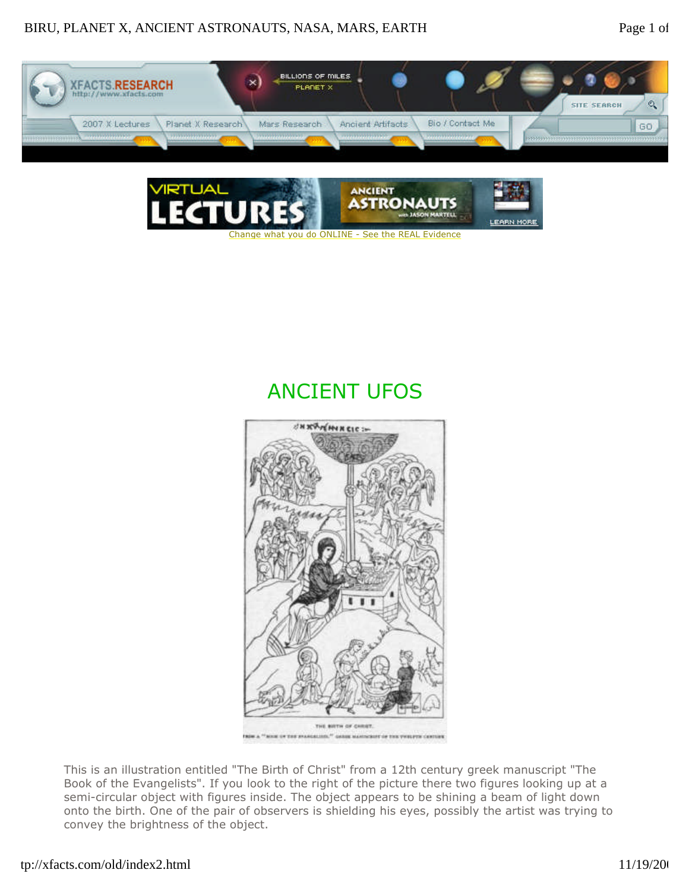XFACTS.RESEARCH
http://www.xfacts.com

BILLIONS OF MILES
PLANET X

SITE SEARCH

2007 X Lectures | Planet X Research | Mars Research | Ancient Artifacts | Bio / Contact Me

GO

VIRTUAL LECTURES — ANCIENT ASTRONAUTS with JASON MARTELL — LEARN MORE

Change what you do ONLINE - See the REAL Evidence

# ANCIENT UFOS

THE BIRTH OF CHRIST.

FROM A "BOOK OF THE EVANGELISTS," GREEK MANUSCRIPT OF THE TWELFTH CENTURY

This is an illustration entitled "The Birth of Christ" from a 12th century greek manuscript "The Book of the Evangelists". If you look to the right of the picture there two figures looking up at a semi-circular object with figures inside. The object appears to be shining a beam of light down onto the birth. One of the pair of observers is shielding his eyes, possibly the artist was trying to convey the brightness of the object.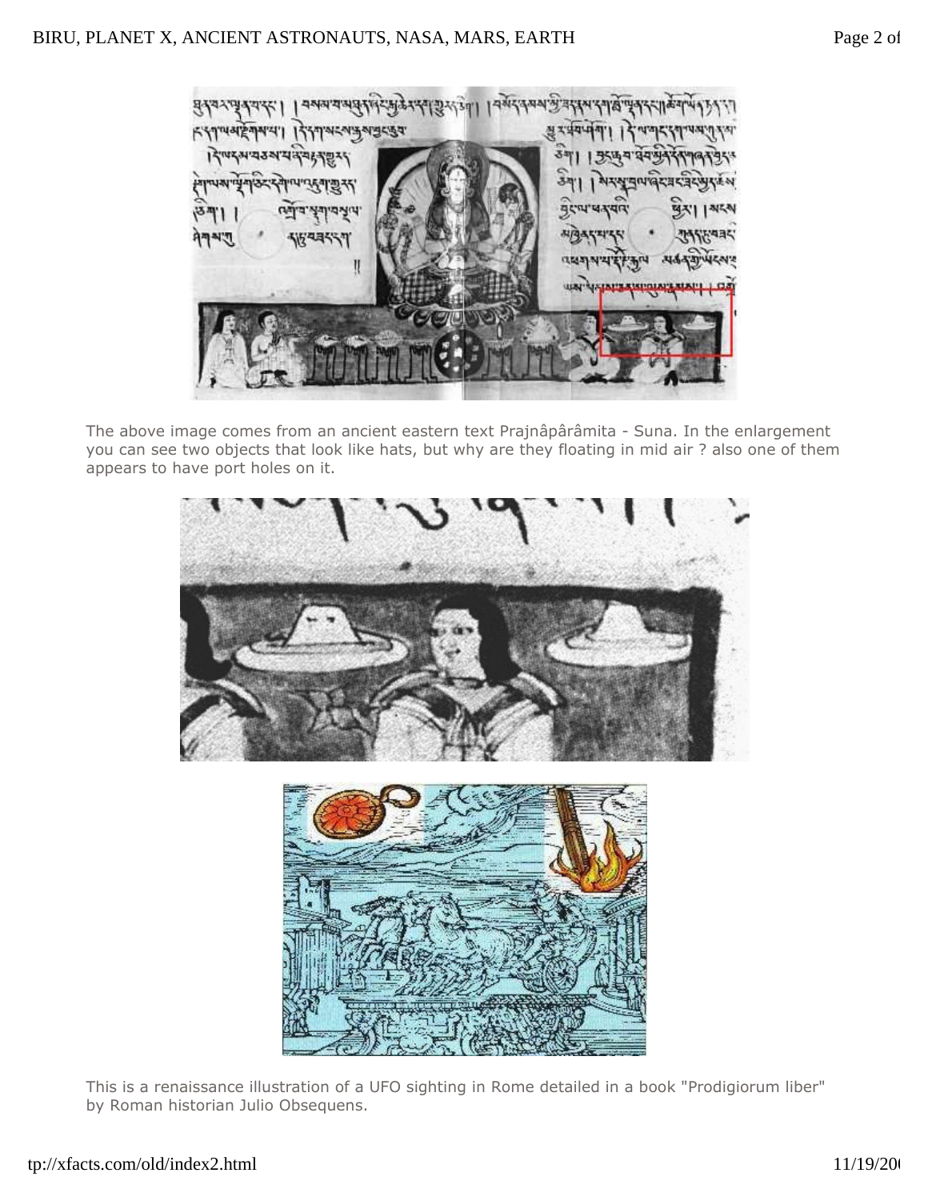The above image comes from an ancient eastern text Prajnâpârâmita - Suna. In the enlargement you can see two objects that look like hats, but why are they floating in mid air ? also one of them appears to have port holes on it.

This is a renaissance illustration of a UFO sighting in Rome detailed in a book "Prodigiorum liber" by Roman historian Julio Obsequens.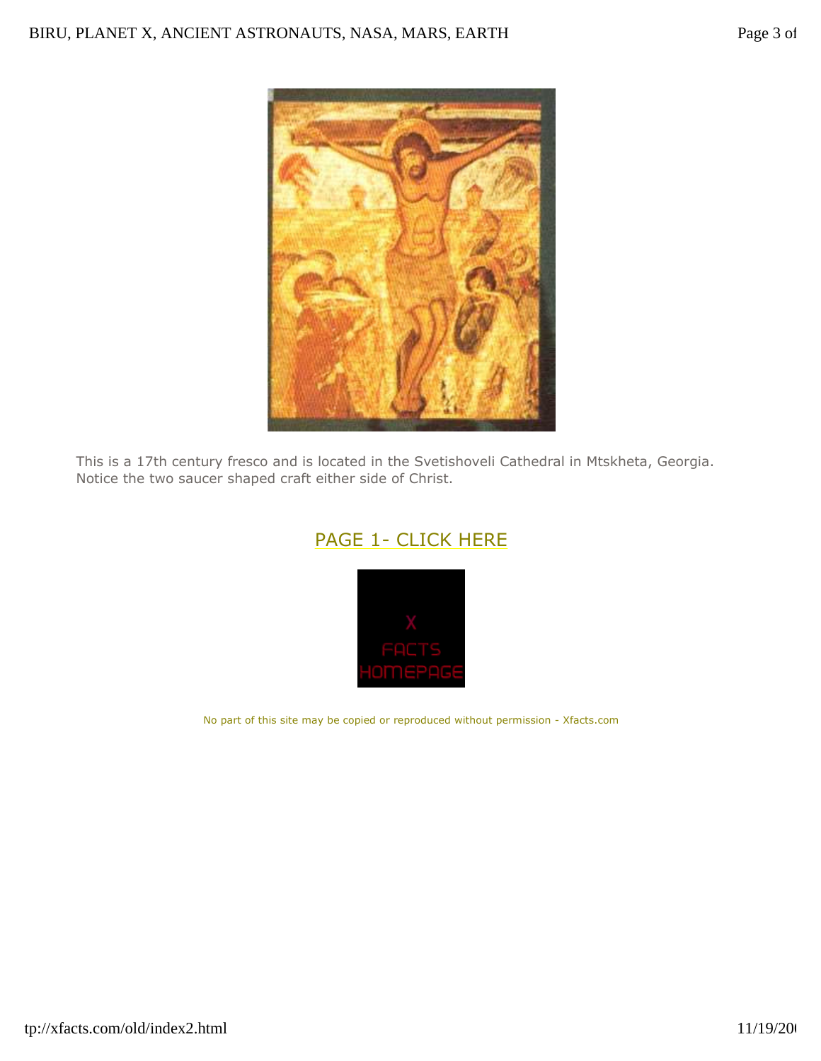This is a 17th century fresco and is located in the Svetishoveli Cathedral in Mtskheta, Georgia. Notice the two saucer shaped craft either side of Christ.

PAGE 1- CLICK HERE

X FACTS HOMEPAGE

No part of this site may be copied or reproduced without permission - Xfacts.com